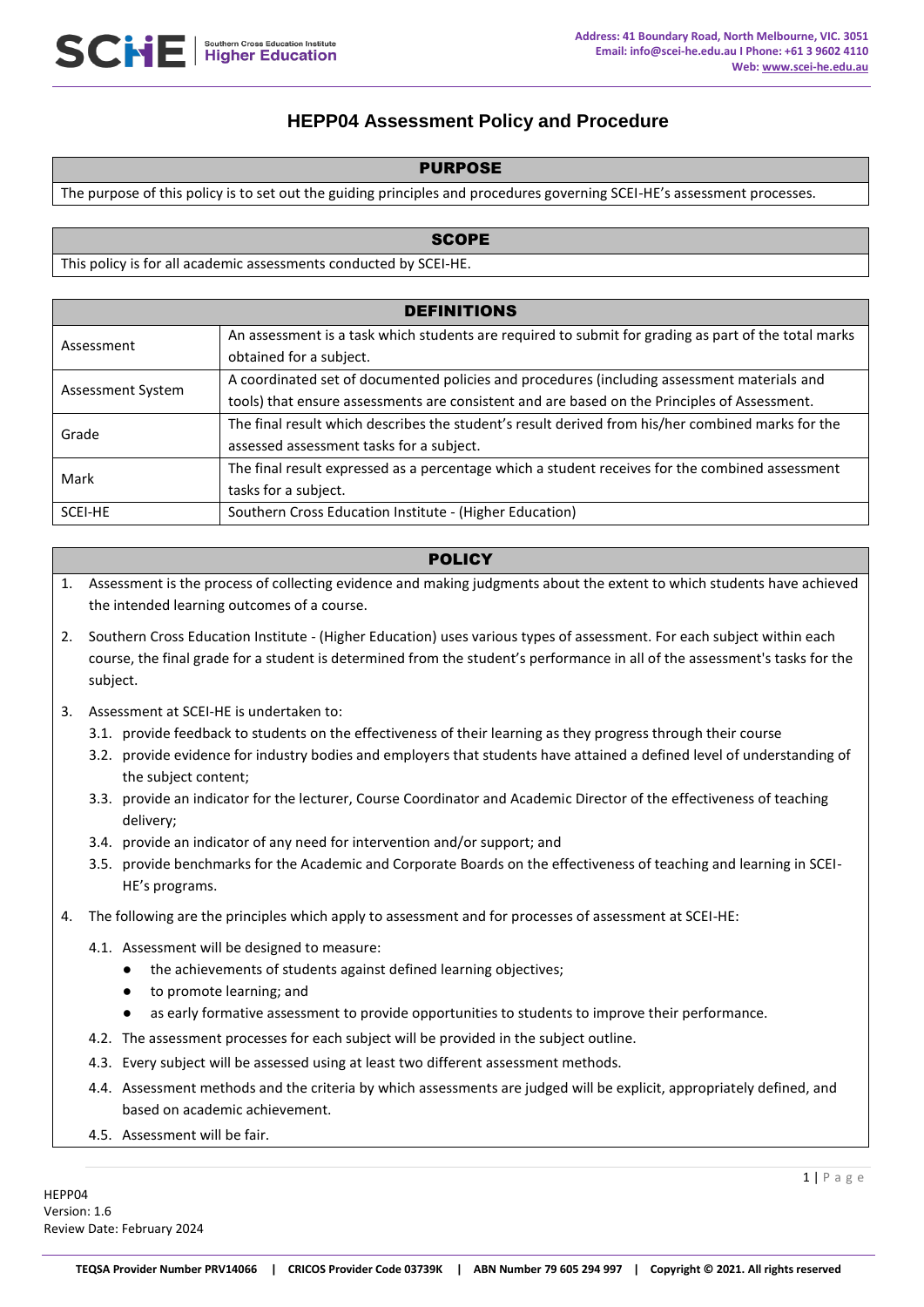# HEPP04 Assessment Policy and Procedure

## PURPOSE

The purpose of this policy is to set out the guiding principles and procedures governing SCEI-HE's assessment processes.

## SCOPE

This policy is for all academic assessments conducted by SCEI-HE.

## DEFINITIONS

| Term | Definition |
|---|---|
| Assessment | An assessment is a task which students are required to submit for grading as part of the total marks obtained for a subject. |
| Assessment System | A coordinated set of documented policies and procedures (including assessment materials and tools) that ensure assessments are consistent and are based on the Principles of Assessment. |
| Grade | The final result which describes the student's result derived from his/her combined marks for the assessed assessment tasks for a subject. |
| Mark | The final result expressed as a percentage which a student receives for the combined assessment tasks for a subject. |
| SCEI-HE | Southern Cross Education Institute - (Higher Education) |

## POLICY

1. Assessment is the process of collecting evidence and making judgments about the extent to which students have achieved the intended learning outcomes of a course.

2. Southern Cross Education Institute - (Higher Education) uses various types of assessment. For each subject within each course, the final grade for a student is determined from the student's performance in all of the assessment's tasks for the subject.

3. Assessment at SCEI-HE is undertaken to:
   - 3.1. provide feedback to students on the effectiveness of their learning as they progress through their course
   - 3.2. provide evidence for industry bodies and employers that students have attained a defined level of understanding of the subject content;
   - 3.3. provide an indicator for the lecturer, Course Coordinator and Academic Director of the effectiveness of teaching delivery;
   - 3.4. provide an indicator of any need for intervention and/or support; and
   - 3.5. provide benchmarks for the Academic and Corporate Boards on the effectiveness of teaching and learning in SCEI-HE's programs.

4. The following are the principles which apply to assessment and for processes of assessment at SCEI-HE:
   - 4.1. Assessment will be designed to measure:
     - the achievements of students against defined learning objectives;
     - to promote learning; and
     - as early formative assessment to provide opportunities to students to improve their performance.
   - 4.2. The assessment processes for each subject will be provided in the subject outline.
   - 4.3. Every subject will be assessed using at least two different assessment methods.
   - 4.4. Assessment methods and the criteria by which assessments are judged will be explicit, appropriately defined, and based on academic achievement.
   - 4.5. Assessment will be fair.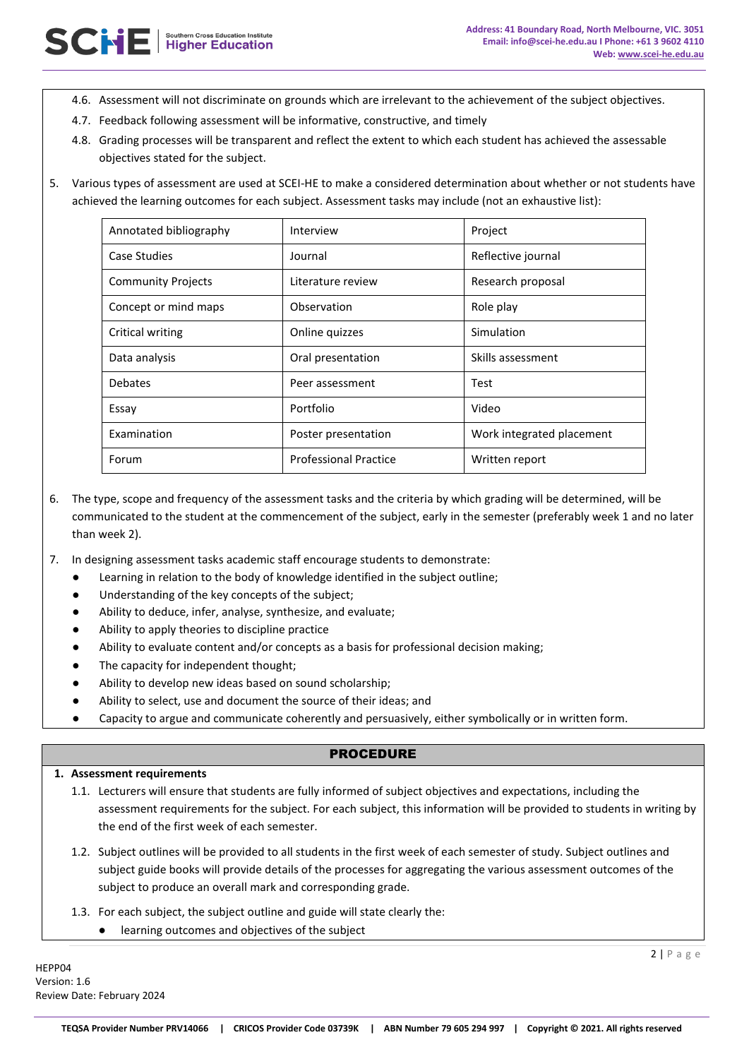4.6. Assessment will not discriminate on grounds which are irrelevant to the achievement of the subject objectives.

4.7. Feedback following assessment will be informative, constructive, and timely

4.8. Grading processes will be transparent and reflect the extent to which each student has achieved the assessable objectives stated for the subject.

5. Various types of assessment are used at SCEI-HE to make a considered determination about whether or not students have achieved the learning outcomes for each subject. Assessment tasks may include (not an exhaustive list):

| | | |
|---|---|---|
| Annotated bibliography | Interview | Project |
| Case Studies | Journal | Reflective journal |
| Community Projects | Literature review | Research proposal |
| Concept or mind maps | Observation | Role play |
| Critical writing | Online quizzes | Simulation |
| Data analysis | Oral presentation | Skills assessment |
| Debates | Peer assessment | Test |
| Essay | Portfolio | Video |
| Examination | Poster presentation | Work integrated placement |
| Forum | Professional Practice | Written report |

6. The type, scope and frequency of the assessment tasks and the criteria by which grading will be determined, will be communicated to the student at the commencement of the subject, early in the semester (preferably week 1 and no later than week 2).

7. In designing assessment tasks academic staff encourage students to demonstrate:
   - Learning in relation to the body of knowledge identified in the subject outline;
   - Understanding of the key concepts of the subject;
   - Ability to deduce, infer, analyse, synthesize, and evaluate;
   - Ability to apply theories to discipline practice
   - Ability to evaluate content and/or concepts as a basis for professional decision making;
   - The capacity for independent thought;
   - Ability to develop new ideas based on sound scholarship;
   - Ability to select, use and document the source of their ideas; and
   - Capacity to argue and communicate coherently and persuasively, either symbolically or in written form.

## PROCEDURE

**1. Assessment requirements**

1.1. Lecturers will ensure that students are fully informed of subject objectives and expectations, including the assessment requirements for the subject. For each subject, this information will be provided to students in writing by the end of the first week of each semester.

1.2. Subject outlines will be provided to all students in the first week of each semester of study. Subject outlines and subject guide books will provide details of the processes for aggregating the various assessment outcomes of the subject to produce an overall mark and corresponding grade.

1.3. For each subject, the subject outline and guide will state clearly the:
   - learning outcomes and objectives of the subject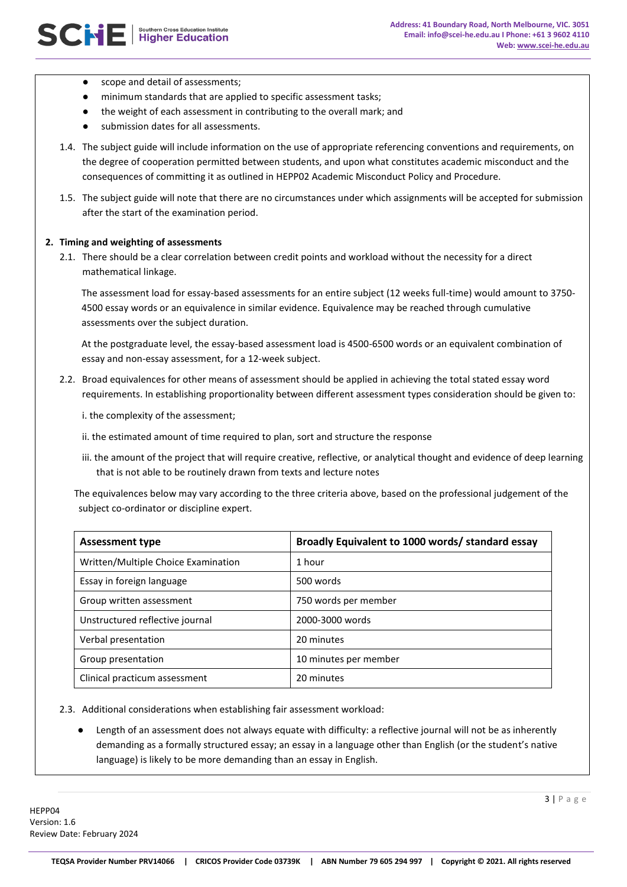- scope and detail of assessments;
- minimum standards that are applied to specific assessment tasks;
- the weight of each assessment in contributing to the overall mark; and
- submission dates for all assessments.

1.4. The subject guide will include information on the use of appropriate referencing conventions and requirements, on the degree of cooperation permitted between students, and upon what constitutes academic misconduct and the consequences of committing it as outlined in HEPP02 Academic Misconduct Policy and Procedure.

1.5. The subject guide will note that there are no circumstances under which assignments will be accepted for submission after the start of the examination period.

**2. Timing and weighting of assessments**

2.1. There should be a clear correlation between credit points and workload without the necessity for a direct mathematical linkage.

The assessment load for essay-based assessments for an entire subject (12 weeks full-time) would amount to 3750-4500 essay words or an equivalence in similar evidence. Equivalence may be reached through cumulative assessments over the subject duration.

At the postgraduate level, the essay-based assessment load is 4500-6500 words or an equivalent combination of essay and non-essay assessment, for a 12-week subject.

2.2. Broad equivalences for other means of assessment should be applied in achieving the total stated essay word requirements. In establishing proportionality between different assessment types consideration should be given to:

i. the complexity of the assessment;

ii. the estimated amount of time required to plan, sort and structure the response

iii. the amount of the project that will require creative, reflective, or analytical thought and evidence of deep learning that is not able to be routinely drawn from texts and lecture notes

The equivalences below may vary according to the three criteria above, based on the professional judgement of the subject co-ordinator or discipline expert.

| Assessment type | Broadly Equivalent to 1000 words/ standard essay |
|---|---|
| Written/Multiple Choice Examination | 1 hour |
| Essay in foreign language | 500 words |
| Group written assessment | 750 words per member |
| Unstructured reflective journal | 2000-3000 words |
| Verbal presentation | 20 minutes |
| Group presentation | 10 minutes per member |
| Clinical practicum assessment | 20 minutes |

2.3. Additional considerations when establishing fair assessment workload:

- Length of an assessment does not always equate with difficulty: a reflective journal will not be as inherently demanding as a formally structured essay; an essay in a language other than English (or the student's native language) is likely to be more demanding than an essay in English.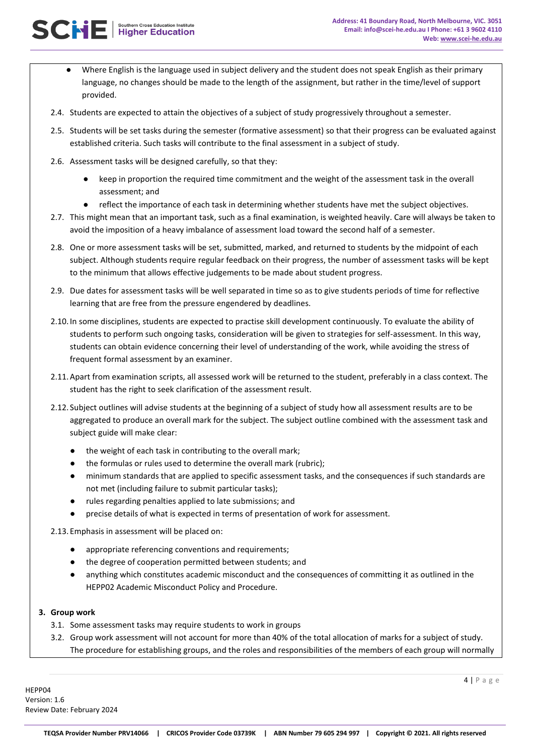- Where English is the language used in subject delivery and the student does not speak English as their primary language, no changes should be made to the length of the assignment, but rather in the time/level of support provided.

2.4. Students are expected to attain the objectives of a subject of study progressively throughout a semester.

2.5. Students will be set tasks during the semester (formative assessment) so that their progress can be evaluated against established criteria. Such tasks will contribute to the final assessment in a subject of study.

2.6. Assessment tasks will be designed carefully, so that they:

- keep in proportion the required time commitment and the weight of the assessment task in the overall assessment; and
- reflect the importance of each task in determining whether students have met the subject objectives.

2.7. This might mean that an important task, such as a final examination, is weighted heavily. Care will always be taken to avoid the imposition of a heavy imbalance of assessment load toward the second half of a semester.

2.8. One or more assessment tasks will be set, submitted, marked, and returned to students by the midpoint of each subject. Although students require regular feedback on their progress, the number of assessment tasks will be kept to the minimum that allows effective judgements to be made about student progress.

2.9. Due dates for assessment tasks will be well separated in time so as to give students periods of time for reflective learning that are free from the pressure engendered by deadlines.

2.10. In some disciplines, students are expected to practise skill development continuously. To evaluate the ability of students to perform such ongoing tasks, consideration will be given to strategies for self-assessment. In this way, students can obtain evidence concerning their level of understanding of the work, while avoiding the stress of frequent formal assessment by an examiner.

2.11. Apart from examination scripts, all assessed work will be returned to the student, preferably in a class context. The student has the right to seek clarification of the assessment result.

2.12. Subject outlines will advise students at the beginning of a subject of study how all assessment results are to be aggregated to produce an overall mark for the subject. The subject outline combined with the assessment task and subject guide will make clear:

- the weight of each task in contributing to the overall mark;
- the formulas or rules used to determine the overall mark (rubric);
- minimum standards that are applied to specific assessment tasks, and the consequences if such standards are not met (including failure to submit particular tasks);
- rules regarding penalties applied to late submissions; and
- precise details of what is expected in terms of presentation of work for assessment.

2.13. Emphasis in assessment will be placed on:

- appropriate referencing conventions and requirements;
- the degree of cooperation permitted between students; and
- anything which constitutes academic misconduct and the consequences of committing it as outlined in the HEPP02 Academic Misconduct Policy and Procedure.

## 3. Group work

3.1. Some assessment tasks may require students to work in groups

3.2. Group work assessment will not account for more than 40% of the total allocation of marks for a subject of study. The procedure for establishing groups, and the roles and responsibilities of the members of each group will normally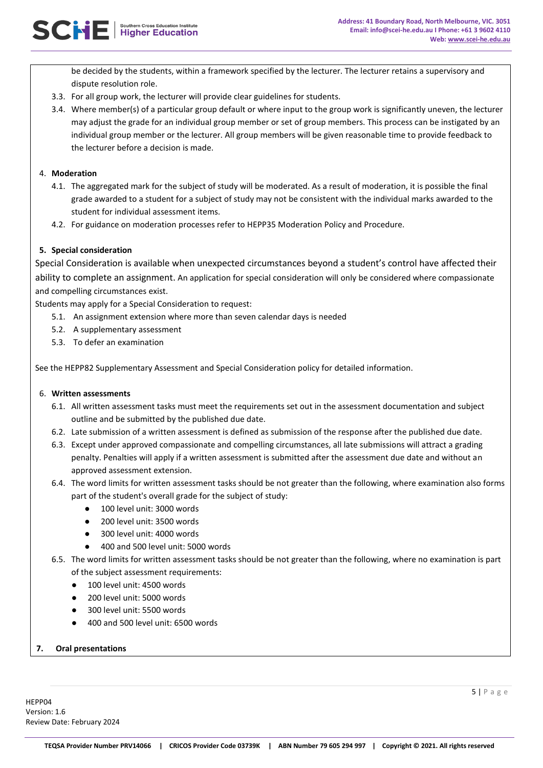be decided by the students, within a framework specified by the lecturer. The lecturer retains a supervisory and dispute resolution role.

3.3. For all group work, the lecturer will provide clear guidelines for students.

3.4. Where member(s) of a particular group default or where input to the group work is significantly uneven, the lecturer may adjust the grade for an individual group member or set of group members. This process can be instigated by an individual group member or the lecturer. All group members will be given reasonable time to provide feedback to the lecturer before a decision is made.

4. **Moderation**

4.1. The aggregated mark for the subject of study will be moderated. As a result of moderation, it is possible the final grade awarded to a student for a subject of study may not be consistent with the individual marks awarded to the student for individual assessment items.

4.2. For guidance on moderation processes refer to HEPP35 Moderation Policy and Procedure.

**5. Special consideration**

Special Consideration is available when unexpected circumstances beyond a student's control have affected their ability to complete an assignment. An application for special consideration will only be considered where compassionate and compelling circumstances exist.

Students may apply for a Special Consideration to request:

5.1. An assignment extension where more than seven calendar days is needed

5.2. A supplementary assessment

5.3. To defer an examination

See the HEPP82 Supplementary Assessment and Special Consideration policy for detailed information.

6. **Written assessments**

6.1. All written assessment tasks must meet the requirements set out in the assessment documentation and subject outline and be submitted by the published due date.

6.2. Late submission of a written assessment is defined as submission of the response after the published due date.

6.3. Except under approved compassionate and compelling circumstances, all late submissions will attract a grading penalty. Penalties will apply if a written assessment is submitted after the assessment due date and without an approved assessment extension.

6.4. The word limits for written assessment tasks should be not greater than the following, where examination also forms part of the student's overall grade for the subject of study:

- 100 level unit: 3000 words
- 200 level unit: 3500 words
- 300 level unit: 4000 words
- 400 and 500 level unit: 5000 words

6.5. The word limits for written assessment tasks should be not greater than the following, where no examination is part of the subject assessment requirements:

- 100 level unit: 4500 words
- 200 level unit: 5000 words
- 300 level unit: 5500 words
- 400 and 500 level unit: 6500 words

**7. Oral presentations**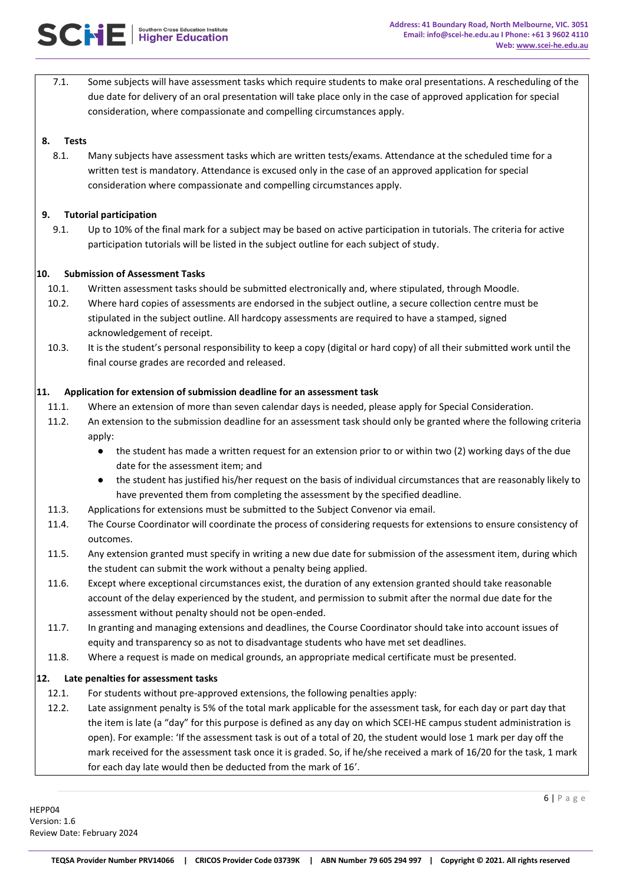7.1. Some subjects will have assessment tasks which require students to make oral presentations. A rescheduling of the due date for delivery of an oral presentation will take place only in the case of approved application for special consideration, where compassionate and compelling circumstances apply.

**8. Tests**

8.1. Many subjects have assessment tasks which are written tests/exams. Attendance at the scheduled time for a written test is mandatory. Attendance is excused only in the case of an approved application for special consideration where compassionate and compelling circumstances apply.

**9. Tutorial participation**

9.1. Up to 10% of the final mark for a subject may be based on active participation in tutorials. The criteria for active participation tutorials will be listed in the subject outline for each subject of study.

**10. Submission of Assessment Tasks**

10.1. Written assessment tasks should be submitted electronically and, where stipulated, through Moodle.

10.2. Where hard copies of assessments are endorsed in the subject outline, a secure collection centre must be stipulated in the subject outline. All hardcopy assessments are required to have a stamped, signed acknowledgement of receipt.

10.3. It is the student's personal responsibility to keep a copy (digital or hard copy) of all their submitted work until the final course grades are recorded and released.

**11. Application for extension of submission deadline for an assessment task**

11.1. Where an extension of more than seven calendar days is needed, please apply for Special Consideration.

11.2. An extension to the submission deadline for an assessment task should only be granted where the following criteria apply:

- the student has made a written request for an extension prior to or within two (2) working days of the due date for the assessment item; and
- the student has justified his/her request on the basis of individual circumstances that are reasonably likely to have prevented them from completing the assessment by the specified deadline.

11.3. Applications for extensions must be submitted to the Subject Convenor via email.

11.4. The Course Coordinator will coordinate the process of considering requests for extensions to ensure consistency of outcomes.

11.5. Any extension granted must specify in writing a new due date for submission of the assessment item, during which the student can submit the work without a penalty being applied.

11.6. Except where exceptional circumstances exist, the duration of any extension granted should take reasonable account of the delay experienced by the student, and permission to submit after the normal due date for the assessment without penalty should not be open-ended.

11.7. In granting and managing extensions and deadlines, the Course Coordinator should take into account issues of equity and transparency so as not to disadvantage students who have met set deadlines.

11.8. Where a request is made on medical grounds, an appropriate medical certificate must be presented.

**12. Late penalties for assessment tasks**

12.1. For students without pre-approved extensions, the following penalties apply:

12.2. Late assignment penalty is 5% of the total mark applicable for the assessment task, for each day or part day that the item is late (a "day" for this purpose is defined as any day on which SCEI-HE campus student administration is open). For example: 'If the assessment task is out of a total of 20, the student would lose 1 mark per day off the mark received for the assessment task once it is graded. So, if he/she received a mark of 16/20 for the task, 1 mark for each day late would then be deducted from the mark of 16'.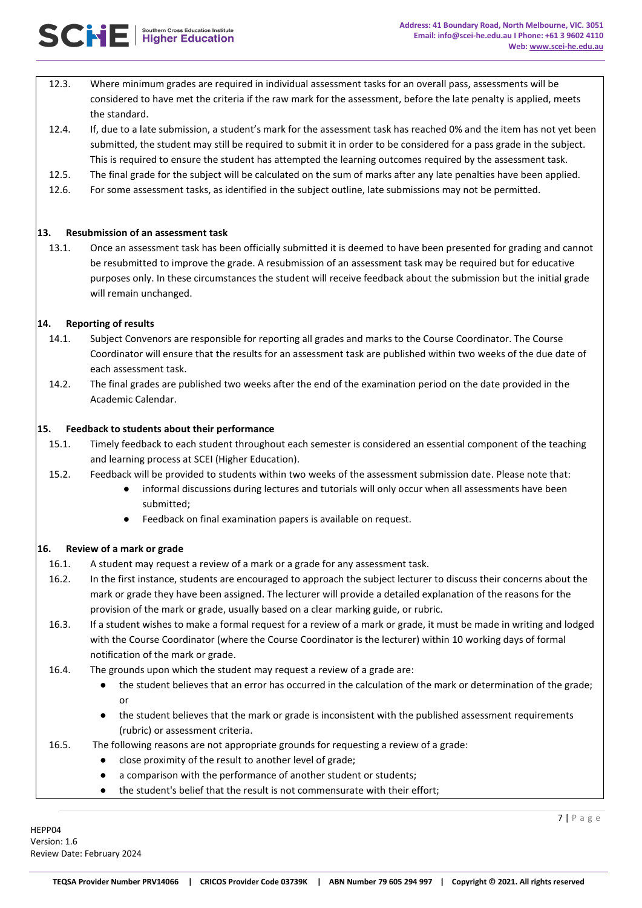12.3. Where minimum grades are required in individual assessment tasks for an overall pass, assessments will be considered to have met the criteria if the raw mark for the assessment, before the late penalty is applied, meets the standard.

12.4. If, due to a late submission, a student's mark for the assessment task has reached 0% and the item has not yet been submitted, the student may still be required to submit it in order to be considered for a pass grade in the subject. This is required to ensure the student has attempted the learning outcomes required by the assessment task.

12.5. The final grade for the subject will be calculated on the sum of marks after any late penalties have been applied.

12.6. For some assessment tasks, as identified in the subject outline, late submissions may not be permitted.

## 13. Resubmission of an assessment task

13.1. Once an assessment task has been officially submitted it is deemed to have been presented for grading and cannot be resubmitted to improve the grade. A resubmission of an assessment task may be required but for educative purposes only. In these circumstances the student will receive feedback about the submission but the initial grade will remain unchanged.

## 14. Reporting of results

14.1. Subject Convenors are responsible for reporting all grades and marks to the Course Coordinator. The Course Coordinator will ensure that the results for an assessment task are published within two weeks of the due date of each assessment task.

14.2. The final grades are published two weeks after the end of the examination period on the date provided in the Academic Calendar.

## 15. Feedback to students about their performance

15.1. Timely feedback to each student throughout each semester is considered an essential component of the teaching and learning process at SCEI (Higher Education).

15.2. Feedback will be provided to students within two weeks of the assessment submission date. Please note that:

- informal discussions during lectures and tutorials will only occur when all assessments have been submitted;
- Feedback on final examination papers is available on request.

## 16. Review of a mark or grade

16.1. A student may request a review of a mark or a grade for any assessment task.

16.2. In the first instance, students are encouraged to approach the subject lecturer to discuss their concerns about the mark or grade they have been assigned. The lecturer will provide a detailed explanation of the reasons for the provision of the mark or grade, usually based on a clear marking guide, or rubric.

16.3. If a student wishes to make a formal request for a review of a mark or grade, it must be made in writing and lodged with the Course Coordinator (where the Course Coordinator is the lecturer) within 10 working days of formal notification of the mark or grade.

16.4. The grounds upon which the student may request a review of a grade are:

- the student believes that an error has occurred in the calculation of the mark or determination of the grade; or
- the student believes that the mark or grade is inconsistent with the published assessment requirements (rubric) or assessment criteria.

16.5. The following reasons are not appropriate grounds for requesting a review of a grade:

- close proximity of the result to another level of grade;
- a comparison with the performance of another student or students;
- the student's belief that the result is not commensurate with their effort;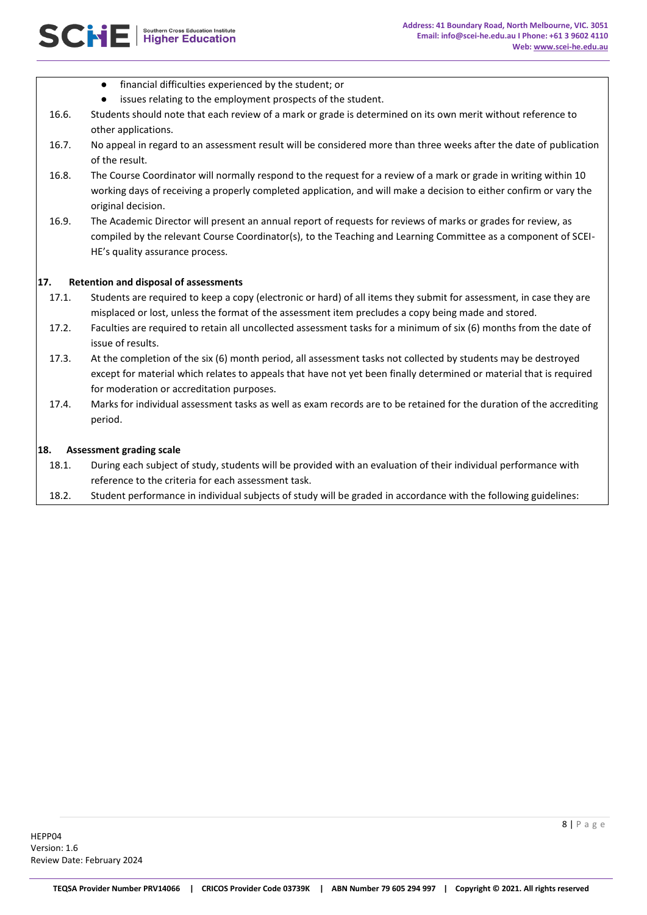- financial difficulties experienced by the student; or
- issues relating to the employment prospects of the student.

16.6. Students should note that each review of a mark or grade is determined on its own merit without reference to other applications.

16.7. No appeal in regard to an assessment result will be considered more than three weeks after the date of publication of the result.

16.8. The Course Coordinator will normally respond to the request for a review of a mark or grade in writing within 10 working days of receiving a properly completed application, and will make a decision to either confirm or vary the original decision.

16.9. The Academic Director will present an annual report of requests for reviews of marks or grades for review, as compiled by the relevant Course Coordinator(s), to the Teaching and Learning Committee as a component of SCEI-HE's quality assurance process.

## 17. Retention and disposal of assessments

17.1. Students are required to keep a copy (electronic or hard) of all items they submit for assessment, in case they are misplaced or lost, unless the format of the assessment item precludes a copy being made and stored.

17.2. Faculties are required to retain all uncollected assessment tasks for a minimum of six (6) months from the date of issue of results.

17.3. At the completion of the six (6) month period, all assessment tasks not collected by students may be destroyed except for material which relates to appeals that have not yet been finally determined or material that is required for moderation or accreditation purposes.

17.4. Marks for individual assessment tasks as well as exam records are to be retained for the duration of the accrediting period.

## 18. Assessment grading scale

18.1. During each subject of study, students will be provided with an evaluation of their individual performance with reference to the criteria for each assessment task.

18.2. Student performance in individual subjects of study will be graded in accordance with the following guidelines: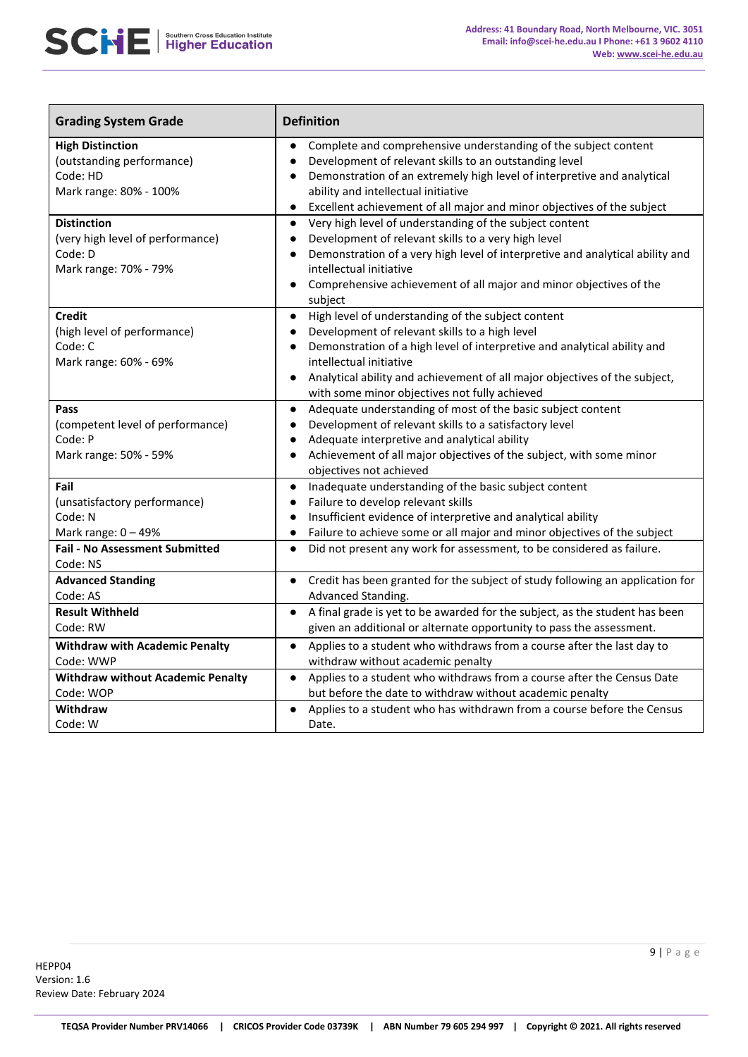| Grading System Grade | Definition |
|---|---|
| **High Distinction**<br>(outstanding performance)<br>Code: HD<br>Mark range: 80% - 100% | • Complete and comprehensive understanding of the subject content<br>• Development of relevant skills to an outstanding level<br>• Demonstration of an extremely high level of interpretive and analytical ability and intellectual initiative<br>• Excellent achievement of all major and minor objectives of the subject |
| **Distinction**<br>(very high level of performance)<br>Code: D<br>Mark range: 70% - 79% | • Very high level of understanding of the subject content<br>• Development of relevant skills to a very high level<br>• Demonstration of a very high level of interpretive and analytical ability and intellectual initiative<br>• Comprehensive achievement of all major and minor objectives of the subject |
| **Credit**<br>(high level of performance)<br>Code: C<br>Mark range: 60% - 69% | • High level of understanding of the subject content<br>• Development of relevant skills to a high level<br>• Demonstration of a high level of interpretive and analytical ability and intellectual initiative<br>• Analytical ability and achievement of all major objectives of the subject, with some minor objectives not fully achieved |
| **Pass**<br>(competent level of performance)<br>Code: P<br>Mark range: 50% - 59% | • Adequate understanding of most of the basic subject content<br>• Development of relevant skills to a satisfactory level<br>• Adequate interpretive and analytical ability<br>• Achievement of all major objectives of the subject, with some minor objectives not achieved |
| **Fail**<br>(unsatisfactory performance)<br>Code: N<br>Mark range: 0 – 49% | • Inadequate understanding of the basic subject content<br>• Failure to develop relevant skills<br>• Insufficient evidence of interpretive and analytical ability<br>• Failure to achieve some or all major and minor objectives of the subject |
| **Fail - No Assessment Submitted**<br>Code: NS | • Did not present any work for assessment, to be considered as failure. |
| **Advanced Standing**<br>Code: AS | • Credit has been granted for the subject of study following an application for Advanced Standing. |
| **Result Withheld**<br>Code: RW | • A final grade is yet to be awarded for the subject, as the student has been given an additional or alternate opportunity to pass the assessment. |
| **Withdraw with Academic Penalty**<br>Code: WWP | • Applies to a student who withdraws from a course after the last day to withdraw without academic penalty |
| **Withdraw without Academic Penalty**<br>Code: WOP | • Applies to a student who withdraws from a course after the Census Date but before the date to withdraw without academic penalty |
| **Withdraw**<br>Code: W | • Applies to a student who has withdrawn from a course before the Census Date. |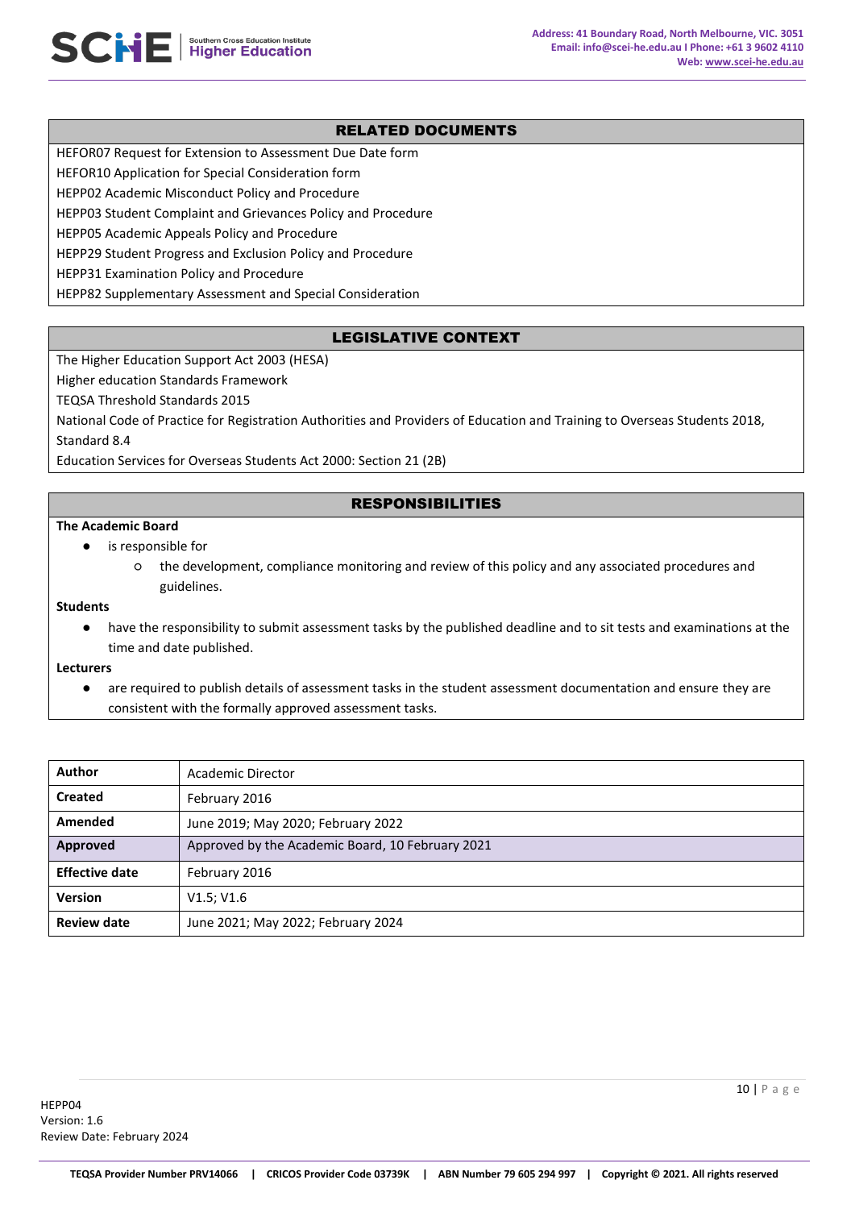## RELATED DOCUMENTS

HEFOR07 Request for Extension to Assessment Due Date form
HEFOR10 Application for Special Consideration form
HEPP02 Academic Misconduct Policy and Procedure
HEPP03 Student Complaint and Grievances Policy and Procedure
HEPP05 Academic Appeals Policy and Procedure
HEPP29 Student Progress and Exclusion Policy and Procedure
HEPP31 Examination Policy and Procedure
HEPP82 Supplementary Assessment and Special Consideration

## LEGISLATIVE CONTEXT

The Higher Education Support Act 2003 (HESA)
Higher education Standards Framework
TEQSA Threshold Standards 2015
National Code of Practice for Registration Authorities and Providers of Education and Training to Overseas Students 2018, Standard 8.4
Education Services for Overseas Students Act 2000: Section 21 (2B)

## RESPONSIBILITIES

**The Academic Board**

- is responsible for
  - the development, compliance monitoring and review of this policy and any associated procedures and guidelines.

**Students**

- have the responsibility to submit assessment tasks by the published deadline and to sit tests and examinations at the time and date published.

**Lecturers**

- are required to publish details of assessment tasks in the student assessment documentation and ensure they are consistent with the formally approved assessment tasks.

| | |
|---|---|
| **Author** | Academic Director |
| **Created** | February 2016 |
| **Amended** | June 2019; May 2020; February 2022 |
| **Approved** | Approved by the Academic Board, 10 February 2021 |
| **Effective date** | February 2016 |
| **Version** | V1.5; V1.6 |
| **Review date** | June 2021; May 2022; February 2024 |